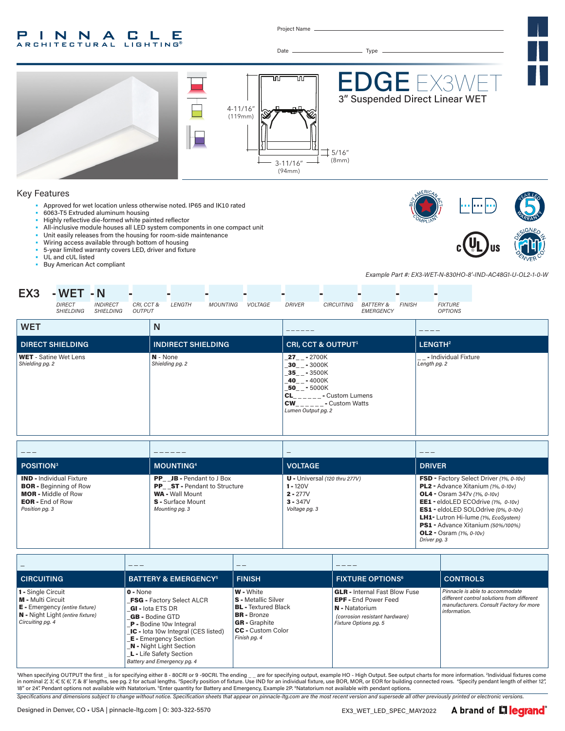PINNACLE ARCHITECTURAL LIGHTING®

Project Name

Date Type

# EDGE EX3WET

## 3" Suspended Direct Linear WET

4-11/16" (119mm)

3-11/16" (94mm)

5/16" (8mm)

## Key Features

- Approved for wet location unless otherwise noted. IP65 and IK10 rated
- 6063-T5 Extruded aluminum housing
- Highly reflective die-formed white painted reflector
- All-inclusive module houses all LED system components in one compact unit
- Unit easily releases from the housing for room-side maintenance
- Wiring access available through bottom of housing
- 5-year limited warranty covers LED, driver and fixture
- UL and cUL listed
- Buy American Act compliant

*Example Part #: EX3-WET-N-830HO-8'-IND-AC48G1-U-OL2-1-0-W*

**EX3** - **WET** - **N** - - - - - - - - - 

| DIRECT SHIELDING | INDIRECT SHIELDING | CRI, CCT & OUTPUT | LENGTH | MOUNTING | VOLTAGE | DRIVER | CIRCUITING | BATTERY & EMERGENCY | FINISH | FIXTURE OPTIONS |
|---|---|---|---|---|---|---|---|---|---|---|

| WET | N | ______ | ____ |
|---|---|---|---|
| **DIRECT SHIELDING** | **INDIRECT SHIELDING** | **CRI, CCT & OUTPUT[1]** | **LENGTH[2]** |
| **WET** - Satine Wet Lens<br>*Shielding pg. 2* | **N** - None<br>*Shielding pg. 2* | **_27_ _** - 2700K<br>**_30_ _** - 3000K<br>**_35_ _** - 3500K<br>**_40_ _** - 4000K<br>**_50_ _** - 5000K<br>**CL______** - Custom Lumens<br>**CW______** - Custom Watts<br>*Lumen Output pg. 2* | **_ _** - Individual Fixture<br>*Length pg. 2* |

| ___ | ______ | _ | ___ |
|---|---|---|---|
| **POSITION[3]** | **MOUNTING[4]** | **VOLTAGE** | **DRIVER** |
| **IND** - Individual Fixture<br>**BOR** - Beginning of Row<br>**MOR** - Middle of Row<br>**EOR** - End of Row<br>*Position pg. 3* | **PP__JB** - Pendant to J Box<br>**PP__ST** - Pendant to Structure<br>**WA** - Wall Mount<br>**S** - Surface Mount<br>*Mounting pg. 3* | **U** - Universal *(120 thru 277V)*<br>**1** - 120V<br>**2** - 277V<br>**3** - 347V<br>*Voltage pg. 3* | **FSD** - Factory Select Driver *(1%, 0-10v)*<br>**PL2** - Advance Xitanium *(1%, 0-10v)*<br>**OL4** - Osram 347v *(1%, 0-10v)*<br>**EE1** - eldoLED ECOdrive *(1%, 0-10v)*<br>**ES1** - eldoLED SOLOdrive *(0%, 0-10v)*<br>**LH1** - Lutron Hi-lume *(1%, EcoSystem)*<br>**PS1** - Advance Xitanium *(50%/100%)*<br>**OL2** - Osram *(1%, 0-10v)*<br>*Driver pg. 3* |

| _ | ___ | __ | ____ | |
|---|---|---|---|---|
| **CIRCUITING** | **BATTERY & EMERGENCY[5]** | **FINISH** | **FIXTURE OPTIONS[6]** | **CONTROLS** |
| **1** - Single Circuit<br>**M** - Multi Circuit<br>**E** - Emergency *(entire fixture)*<br>**N** - Night Light *(entire fixture)*<br>*Circuiting pg. 4* | **0** - None<br>**_FSG** - Factory Select ALCR<br>**_GI** - Iota ETS DR<br>**_GB** - Bodine GTD<br>**_P** - Bodine 10w Integral<br>**_IC** - Iota 10w Integral (CES listed)<br>**_E** - Emergency Section<br>**_N** - Night Light Section<br>**_L** - Life Safety Section<br>*Battery and Emergency pg. 4* | **W** - White<br>**S** - Metallic Silver<br>**BL** - Textured Black<br>**BR** - Bronze<br>**GR** - Graphite<br>**CC** - Custom Color<br>*Finish pg. 4* | **GLR** - Internal Fast Blow Fuse<br>**EPF** - End Power Feed<br>**N** - Natatorium<br>*(corrosion resistant hardware)*<br>*Fixture Options pg. 5* | *Pinnacle is able to accommodate different control solutions from different manufacturers. Consult Factory for more information.* |

[1]When specifying OUTPUT the first _ is for specifying either 8 - 80CRI or 9 -90CRI. The ending _ _ are for specifying output, example HO - High Output. See output charts for more information. [2]Individual fixtures come in nominal 2', 3', 4', 5', 6', 7', & 8' lengths, see pg. 2 for actual lengths. [3]Specify position of fixture. Use IND for an individual fixture, use BOR, MOR, or EOR for building connected rows. [4]Specify pendant length of either 12", 18" or 24". Pendant options not available with Natatorium. [5]Enter quantity for Battery and Emergency, Example 2P. [6]Natatorium not available with pendant options.

*Specifications and dimensions subject to change without notice. Specification sheets that appear on pinnacle-ltg.com are the most recent version and supersede all other previously printed or electronic versions.*

Designed in Denver, CO • USA | pinnacle-ltg.com | O: 303-322-5570

EX3_WET_LED_SPEC_MAY2022

A brand of legrand®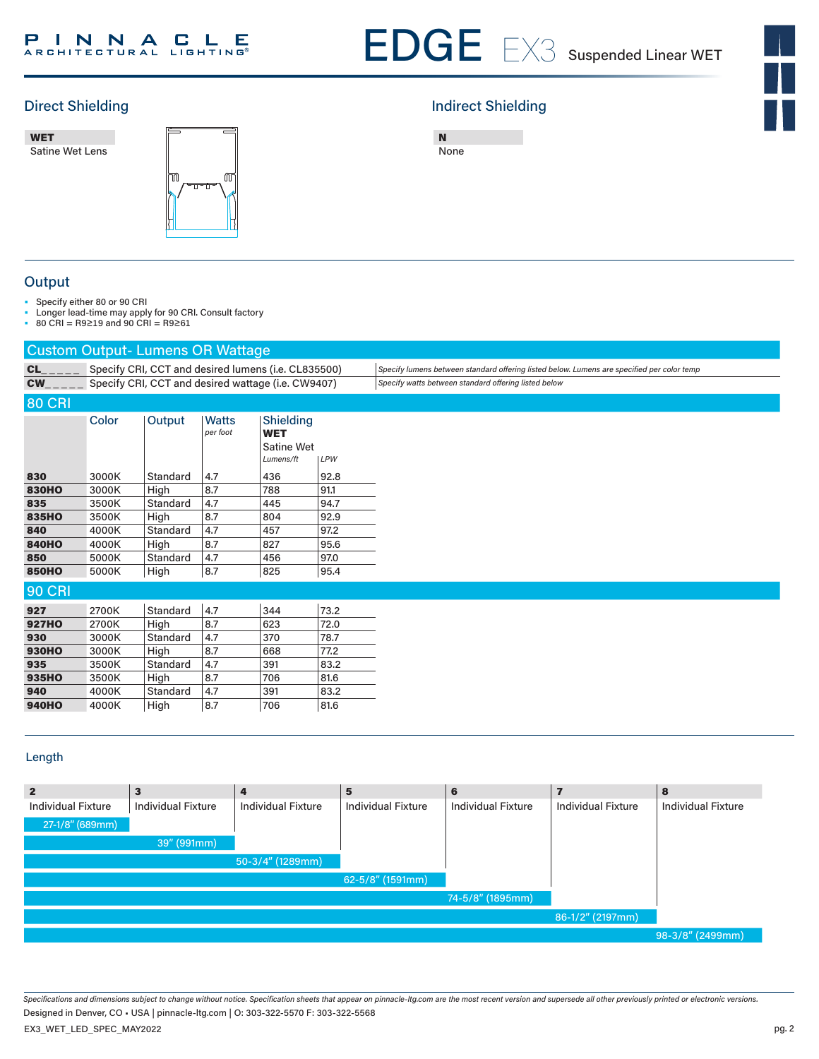## Direct Shielding

**WET**
Satine Wet Lens

## Indirect Shielding

**N**
None

## Output

- Specify either 80 or 90 CRI
- Longer lead-time may apply for 90 CRI. Consult factory
- 80 CRI = R9≥19 and 90 CRI = R9≥61

### Custom Output- Lumens OR Wattage

| | | |
|---|---|---|
| **CL_ _ _ _ _** | Specify CRI, CCT and desired lumens (i.e. CL835500) | *Specify lumens between standard offering listed below. Lumens are specified per color temp* |
| **CW_ _ _ _ _** | Specify CRI, CCT and desired wattage (i.e. CW9407) | *Specify watts between standard offering listed below* |

### 80 CRI

| | Color | Output | Watts *per foot* | Shielding **WET** Satine Wet *Lumens/ft* | *LPW* |
|---|---|---|---|---|---|
| **830** | 3000K | Standard | 4.7 | 436 | 92.8 |
| **830HO** | 3000K | High | 8.7 | 788 | 91.1 |
| **835** | 3500K | Standard | 4.7 | 445 | 94.7 |
| **835HO** | 3500K | High | 8.7 | 804 | 92.9 |
| **840** | 4000K | Standard | 4.7 | 457 | 97.2 |
| **840HO** | 4000K | High | 8.7 | 827 | 95.6 |
| **850** | 5000K | Standard | 4.7 | 456 | 97.0 |
| **850HO** | 5000K | High | 8.7 | 825 | 95.4 |

### 90 CRI

| | Color | Output | Watts *per foot* | Lumens/ft | LPW |
|---|---|---|---|---|---|
| **927** | 2700K | Standard | 4.7 | 344 | 73.2 |
| **927HO** | 2700K | High | 8.7 | 623 | 72.0 |
| **930** | 3000K | Standard | 4.7 | 370 | 78.7 |
| **930HO** | 3000K | High | 8.7 | 668 | 77.2 |
| **935** | 3500K | Standard | 4.7 | 391 | 83.2 |
| **935HO** | 3500K | High | 8.7 | 706 | 81.6 |
| **940** | 4000K | Standard | 4.7 | 391 | 83.2 |
| **940HO** | 4000K | High | 8.7 | 706 | 81.6 |

## Length

| Code | Description | Length |
|---|---|---|
| **2** | Individual Fixture | 27-1/8" (689mm) |
| **3** | Individual Fixture | 39" (991mm) |
| **4** | Individual Fixture | 50-3/4" (1289mm) |
| **5** | Individual Fixture | 62-5/8" (1591mm) |
| **6** | Individual Fixture | 74-5/8" (1895mm) |
| **7** | Individual Fixture | 86-1/2" (2197mm) |
| **8** | Individual Fixture | 98-3/8" (2499mm) |

*Specifications and dimensions subject to change without notice. Specification sheets that appear on pinnacle-ltg.com are the most recent version and supersede all other previously printed or electronic versions.*
Designed in Denver, CO • USA | pinnacle-ltg.com | O: 303-322-5570 F: 303-322-5568
EX3_WET_LED_SPEC_MAY2022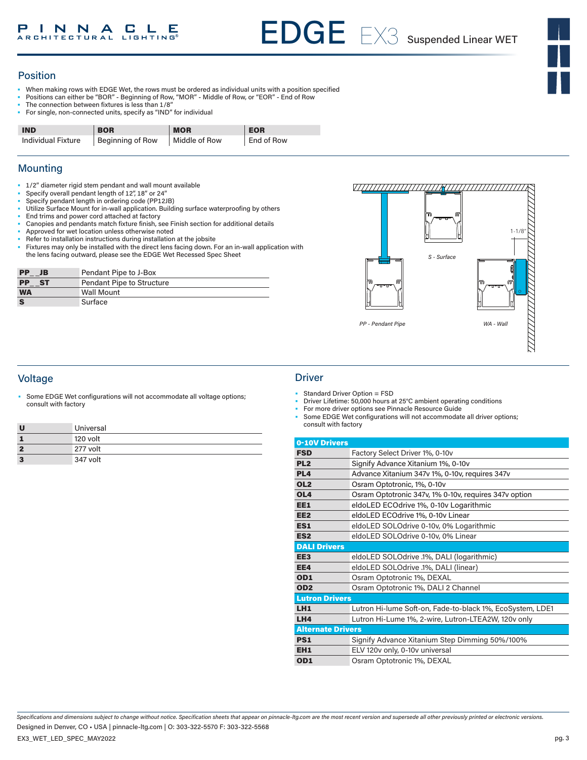# EDGE EX3 Suspended Linear WET

## Position

- When making rows with EDGE Wet, the rows must be ordered as individual units with a position specified
- Positions can either be "BOR" - Beginning of Row, "MOR" - Middle of Row, or "EOR" - End of Row
- The connection between fixtures is less than 1/8"
- For single, non-connected units, specify as "IND" for individual

| IND | BOR | MOR | EOR |
|---|---|---|---|
| Individual Fixture | Beginning of Row | Middle of Row | End of Row |

## Mounting

- 1/2" diameter rigid stem pendant and wall mount available
- Specify overall pendant length of 12", 18" or 24"
- Specify pendant length in ordering code (PP12JB)
- Utilize Surface Mount for in-wall application. Building surface waterproofing by others
- End trims and power cord attached at factory
- Canopies and pendants match fixture finish, see Finish section for additional details
- Approved for wet location unless otherwise noted
- Refer to installation instructions during installation at the jobsite
- Fixtures may only be installed with the direct lens facing down. For an in-wall application with the lens facing outward, please see the EDGE Wet Recessed Spec Sheet

| Code | Description |
|---|---|
| **PP__JB** | Pendant Pipe to J-Box |
| **PP__ST** | Pendant Pipe to Structure |
| **WA** | Wall Mount |
| **S** | Surface |

1-1/8"

*S - Surface*

*PP - Pendant Pipe*

*WA - Wall*

## Voltage

- Some EDGE Wet configurations will not accommodate all voltage options; consult with factory

| Code | Description |
|---|---|
| **U** | Universal |
| **1** | 120 volt |
| **2** | 277 volt |
| **3** | 347 volt |

## Driver

- Standard Driver Option = FSD
- Driver Lifetime: 50,000 hours at 25°C ambient operating conditions
- For more driver options see Pinnacle Resource Guide
- Some EDGE Wet configurations will not accommodate all driver options; consult with factory

| Code | Description |
|---|---|
| **0-10V Drivers** | |
| **FSD** | Factory Select Driver 1%, 0-10v |
| **PL2** | Signify Advance Xitanium 1%, 0-10v |
| **PL4** | Advance Xitanium 347v 1%, 0-10v, requires 347v |
| **OL2** | Osram Optotronic, 1%, 0-10v |
| **OL4** | Osram Optotronic 347v, 1% 0-10v, requires 347v option |
| **EE1** | eldoLED ECOdrive 1%, 0-10v Logarithmic |
| **EE2** | eldoLED ECOdrive 1%, 0-10v Linear |
| **ES1** | eldoLED SOLOdrive 0-10v, 0% Logarithmic |
| **ES2** | eldoLED SOLOdrive 0-10v, 0% Linear |
| **DALI Drivers** | |
| **EE3** | eldoLED SOLOdrive .1%, DALI (logarithmic) |
| **EE4** | eldoLED SOLOdrive .1%, DALI (linear) |
| **OD1** | Osram Optotronic 1%, DEXAL |
| **OD2** | Osram Optotronic 1%, DALI 2 Channel |
| **Lutron Drivers** | |
| **LH1** | Lutron Hi-lume Soft-on, Fade-to-black 1%, EcoSystem, LDE1 |
| **LH4** | Lutron Hi-Lume 1%, 2-wire, Lutron-LTEA2W, 120v only |
| **Alternate Drivers** | |
| **PS1** | Signify Advance Xitanium Step Dimming 50%/100% |
| **EH1** | ELV 120v only, 0-10v universal |
| **OD1** | Osram Optotronic 1%, DEXAL |

*Specifications and dimensions subject to change without notice. Specification sheets that appear on pinnacle-ltg.com are the most recent version and supersede all other previously printed or electronic versions.*

Designed in Denver, CO • USA | pinnacle-ltg.com | O: 303-322-5570 F: 303-322-5568

EX3_WET_LED_SPEC_MAY2022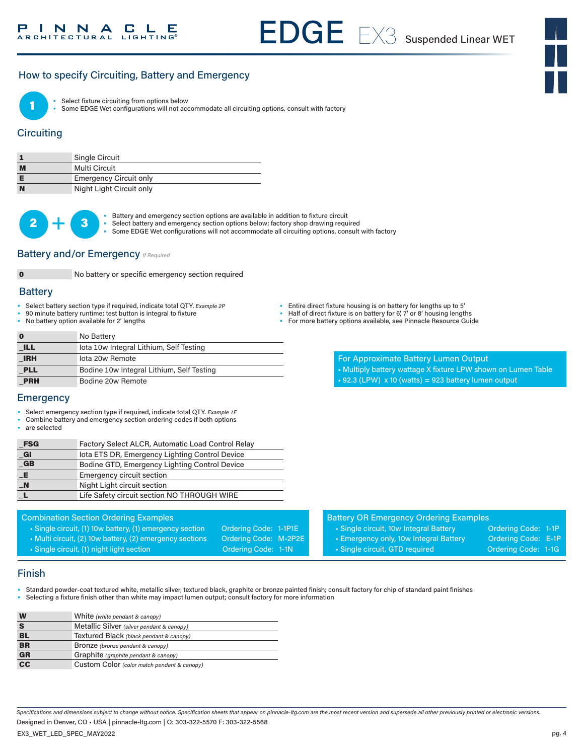## How to specify Circuiting, Battery and Emergency

**1**

- Select fixture circuiting from options below
- Some EDGE Wet configurations will not accommodate all circuiting options, consult with factory

### Circuiting

| | |
|---|---|
| **1** | Single Circuit |
| **M** | Multi Circuit |
| **E** | Emergency Circuit only |
| **N** | Night Light Circuit only |

**2 + 3**

- Battery and emergency section options are available in addition to fixture circuit
- Select battery and emergency section options below; factory shop drawing required
- Some EDGE Wet configurations will not accommodate all circuiting options, consult with factory

### Battery and/or Emergency *If Required*

| | |
|---|---|
| **0** | No battery or specific emergency section required |

### Battery

- Select battery section type if required, indicate total QTY. *Example 2P*
- 90 minute battery runtime; test button is integral to fixture
- No battery option available for 2' lengths
- Entire direct fixture housing is on battery for lengths up to 5'
- Half of direct fixture is on battery for 6', 7' or 8' housing lengths
- For more battery options available, see Pinnacle Resource Guide

| | |
|---|---|
| **0** | No Battery |
| **_ILL** | Iota 10w Integral Lithium, Self Testing |
| **_IRH** | Iota 20w Remote |
| **_PLL** | Bodine 10w Integral Lithium, Self Testing |
| **_PRH** | Bodine 20w Remote |

**For Approximate Battery Lumen Output**

- Multiply battery wattage X fixture LPW shown on Lumen Table
- 92.3 (LPW) x 10 (watts) = 923 battery lumen output

### Emergency

- Select emergency section type if required, indicate total QTY. *Example 1E*
- Combine battery and emergency section ordering codes if both options are selected

| | |
|---|---|
| **_FSG** | Factory Select ALCR, Automatic Load Control Relay |
| **_GI** | Iota ETS DR, Emergency Lighting Control Device |
| **_GB** | Bodine GTD, Emergency Lighting Control Device |
| **_E** | Emergency circuit section |
| **_N** | Night Light circuit section |
| **_L** | Life Safety circuit section NO THROUGH WIRE |

**Combination Section Ordering Examples**

| | |
|---|---|
| Single circuit, (1) 10w battery, (1) emergency section | Ordering Code: 1-1P1E |
| Multi circuit, (2) 10w battery, (2) emergency sections | Ordering Code: M-2P2E |
| Single circuit, (1) night light section | Ordering Code: 1-1N |

**Battery OR Emergency Ordering Examples**

| | |
|---|---|
| Single circuit, 10w Integral Battery | Ordering Code: 1-1P |
| Emergency only, 10w Integral Battery | Ordering Code: E-1P |
| Single circuit, GTD required | Ordering Code: 1-1G |

### Finish

- Standard powder-coat textured white, metallic silver, textured black, graphite or bronze painted finish; consult factory for chip of standard paint finishes
- Selecting a fixture finish other than white may impact lumen output; consult factory for more information

| | |
|---|---|
| **W** | White *(white pendant & canopy)* |
| **S** | Metallic Silver *(silver pendant & canopy)* |
| **BL** | Textured Black *(black pendant & canopy)* |
| **BR** | Bronze *(bronze pendant & canopy)* |
| **GR** | Graphite *(graphite pendant & canopy)* |
| **CC** | Custom Color *(color match pendant & canopy)* |

*Specifications and dimensions subject to change without notice. Specification sheets that appear on pinnacle-ltg.com are the most recent version and supersede all other previously printed or electronic versions.*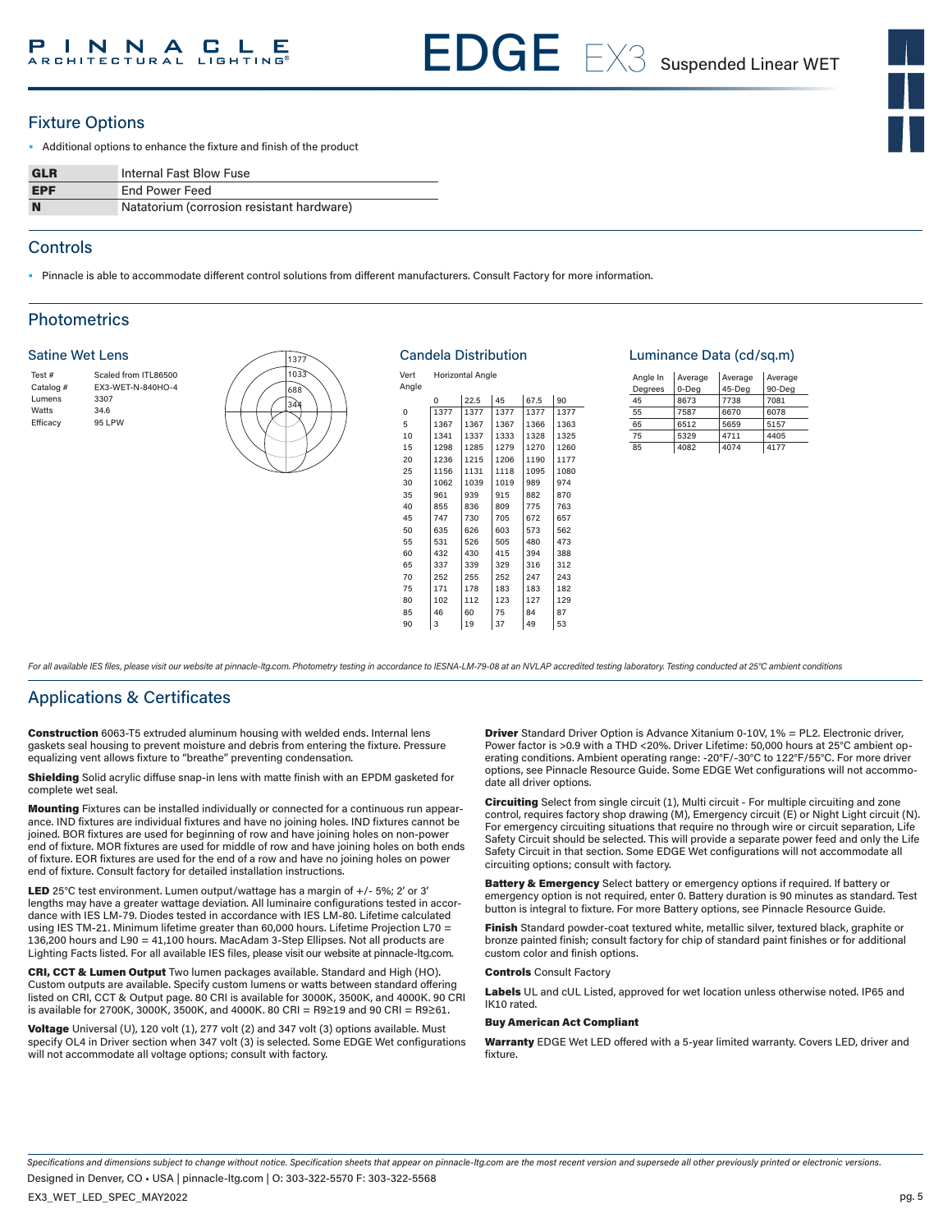# EDGE EX3 Suspended Linear WET

## Fixture Options

- Additional options to enhance the fixture and finish of the product

| | |
|---|---|
| **GLR** | Internal Fast Blow Fuse |
| **EPF** | End Power Feed |
| **N** | Natatorium (corrosion resistant hardware) |

## Controls

- Pinnacle is able to accommodate different control solutions from different manufacturers. Consult Factory for more information.

## Photometrics

### Satine Wet Lens

| | |
|---|---|
| Test # | Scaled from ITL86500 |
| Catalog # | EX3-WET-N-840HO-4 |
| Lumens | 3307 |
| Watts | 34.6 |
| Efficacy | 95 LPW |

1377
1033
688
344

### Candela Distribution

| Vert Angle | Horizontal Angle 0 | 22.5 | 45 | 67.5 | 90 |
|---|---|---|---|---|---|
| 0 | 1377 | 1377 | 1377 | 1377 | 1377 |
| 5 | 1367 | 1367 | 1367 | 1366 | 1363 |
| 10 | 1341 | 1337 | 1333 | 1328 | 1325 |
| 15 | 1298 | 1285 | 1279 | 1270 | 1260 |
| 20 | 1236 | 1215 | 1206 | 1190 | 1177 |
| 25 | 1156 | 1131 | 1118 | 1095 | 1080 |
| 30 | 1062 | 1039 | 1019 | 989 | 974 |
| 35 | 961 | 939 | 915 | 882 | 870 |
| 40 | 855 | 836 | 809 | 775 | 763 |
| 45 | 747 | 730 | 705 | 672 | 657 |
| 50 | 635 | 626 | 603 | 573 | 562 |
| 55 | 531 | 526 | 505 | 480 | 473 |
| 60 | 432 | 430 | 415 | 394 | 388 |
| 65 | 337 | 339 | 329 | 316 | 312 |
| 70 | 252 | 255 | 252 | 247 | 243 |
| 75 | 171 | 178 | 183 | 183 | 182 |
| 80 | 102 | 112 | 123 | 127 | 129 |
| 85 | 46 | 60 | 75 | 84 | 87 |
| 90 | 3 | 19 | 37 | 49 | 53 |

### Luminance Data (cd/sq.m)

| Angle In Degrees | Average 0-Deg | Average 45-Deg | Average 90-Deg |
|---|---|---|---|
| 45 | 8673 | 7738 | 7081 |
| 55 | 7587 | 6670 | 6078 |
| 65 | 6512 | 5659 | 5157 |
| 75 | 5329 | 4711 | 4405 |
| 85 | 4082 | 4074 | 4177 |

*For all available IES files, please visit our website at pinnacle-ltg.com. Photometry testing in accordance to IESNA-LM-79-08 at an NVLAP accredited testing laboratory. Testing conducted at 25°C ambient conditions*

## Applications & Certificates

**Construction** 6063-T5 extruded aluminum housing with welded ends. Internal lens gaskets seal housing to prevent moisture and debris from entering the fixture. Pressure equalizing vent allows fixture to "breathe" preventing condensation.

**Shielding** Solid acrylic diffuse snap-in lens with matte finish with an EPDM gasketed for complete wet seal.

**Mounting** Fixtures can be installed individually or connected for a continuous run appearance. IND fixtures are individual fixtures and have no joining holes. IND fixtures cannot be joined. BOR fixtures are used for beginning of row and have joining holes on non-power end of fixture. MOR fixtures are used for middle of row and have joining holes on both ends of fixture. EOR fixtures are used for the end of a row and have no joining holes on power end of fixture. Consult factory for detailed installation instructions.

**LED** 25°C test environment. Lumen output/wattage has a margin of +/- 5%; 2' or 3' lengths may have a greater wattage deviation. All luminaire configurations tested in accordance with IES LM-79. Diodes tested in accordance with IES LM-80. Lifetime calculated using IES TM-21. Minimum lifetime greater than 60,000 hours. Lifetime Projection L70 = 136,200 hours and L90 = 41,100 hours. MacAdam 3-Step Ellipses. Not all products are Lighting Facts listed. For all available IES files, please visit our website at pinnacle-ltg.com.

**CRI, CCT & Lumen Output** Two lumen packages available. Standard and High (HO). Custom outputs are available. Specify custom lumens or watts between standard offering listed on CRI, CCT & Output page. 80 CRI is available for 3000K, 3500K, and 4000K. 90 CRI is available for 2700K, 3000K, 3500K, and 4000K. 80 CRI = R9≥19 and 90 CRI = R9≥61.

**Voltage** Universal (U), 120 volt (1), 277 volt (2) and 347 volt (3) options available. Must specify OL4 in Driver section when 347 volt (3) is selected. Some EDGE Wet configurations will not accommodate all voltage options; consult with factory.

**Driver** Standard Driver Option is Advance Xitanium 0-10V, 1% = PL2. Electronic driver, Power factor is >0.9 with a THD <20%. Driver Lifetime: 50,000 hours at 25°C ambient operating conditions. Ambient operating range: -20°F/-30°C to 122°F/55°C. For more driver options, see Pinnacle Resource Guide. Some EDGE Wet configurations will not accommodate all driver options.

**Circuiting** Select from single circuit (1), Multi circuit - For multiple circuiting and zone control, requires factory shop drawing (M), Emergency circuit (E) or Night Light circuit (N). For emergency circuiting situations that require no through wire or circuit separation, Life Safety Circuit should be selected. This will provide a separate power feed and only the Life Safety Circuit in that section. Some EDGE Wet configurations will not accommodate all circuiting options; consult with factory.

**Battery & Emergency** Select battery or emergency options if required. If battery or emergency option is not required, enter 0. Battery duration is 90 minutes as standard. Test button is integral to fixture. For more Battery options, see Pinnacle Resource Guide.

**Finish** Standard powder-coat textured white, metallic silver, textured black, graphite or bronze painted finish; consult factory for chip of standard paint finishes or for additional custom color and finish options.

**Controls** Consult Factory

**Labels** UL and cUL Listed, approved for wet location unless otherwise noted. IP65 and IK10 rated.

**Buy American Act Compliant**

**Warranty** EDGE Wet LED offered with a 5-year limited warranty. Covers LED, driver and fixture.

*Specifications and dimensions subject to change without notice. Specification sheets that appear on pinnacle-ltg.com are the most recent version and supersede all other previously printed or electronic versions.*

Designed in Denver, CO • USA | pinnacle-ltg.com | O: 303-322-5570 F: 303-322-5568

EX3_WET_LED_SPEC_MAY2022